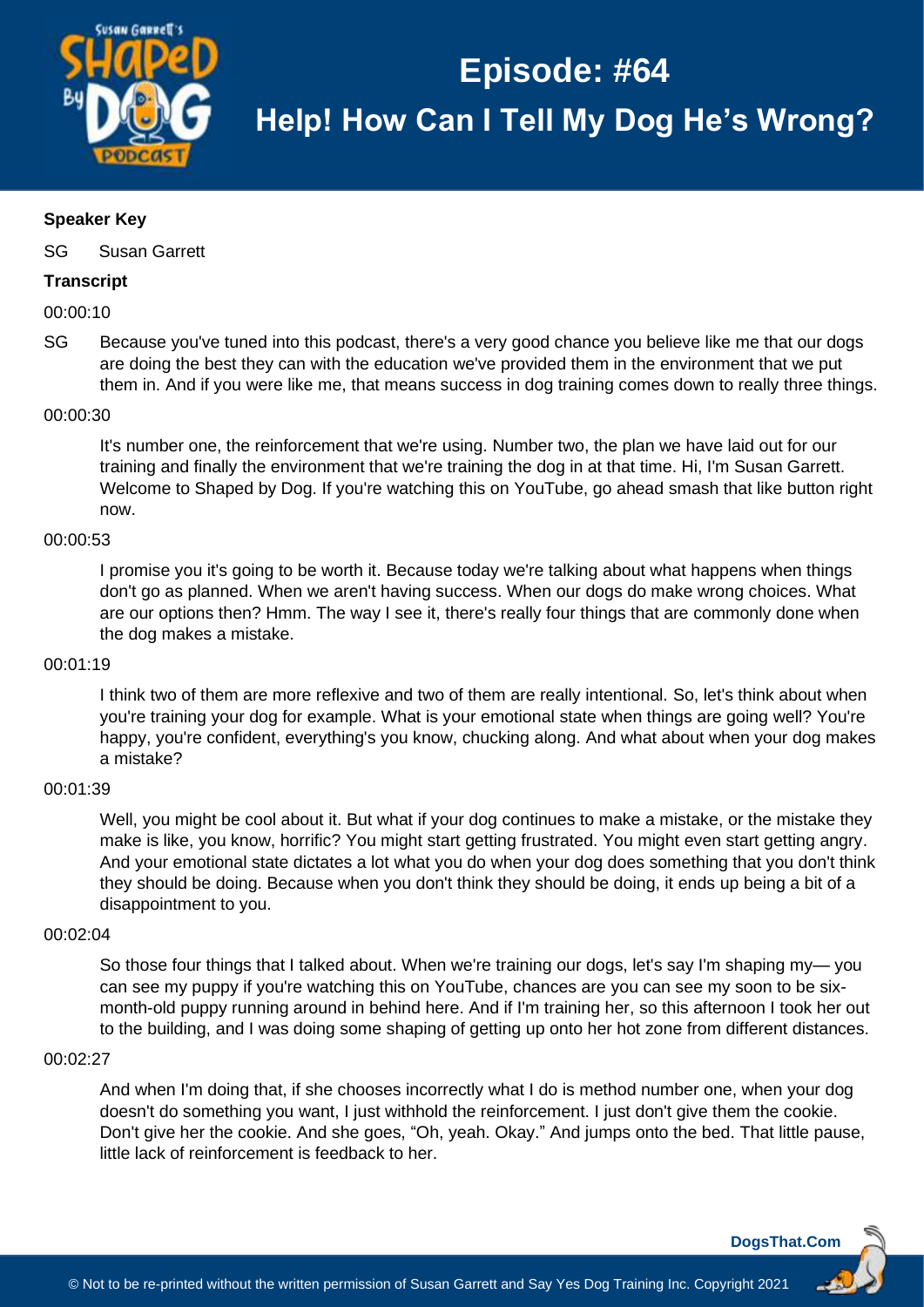# Episode: #64

## Help! How Can I Tell My Dog He's Wrong?

**Speaker Key**

SG Susan Garrett

**Transcript**

00:00:10

SG Because you've tuned into this podcast, there's a very good chance you believe like me that our dogs are doing the best they can with the education we've provided them in the environment that we put them in. And if you were like me, that means success in dog training comes down to really three things.

00:00:30

It's number one, the reinforcement that we're using. Number two, the plan we have laid out for our training and finally the environment that we're training the dog in at that time. Hi, I'm Susan Garrett. Welcome to Shaped by Dog. If you're watching this on YouTube, go ahead smash that like button right now.

00:00:53

I promise you it's going to be worth it. Because today we're talking about what happens when things don't go as planned. When we aren't having success. When our dogs do make wrong choices. What are our options then? Hmm. The way I see it, there's really four things that are commonly done when the dog makes a mistake.

00:01:19

I think two of them are more reflexive and two of them are really intentional. So, let's think about when you're training your dog for example. What is your emotional state when things are going well? You're happy, you're confident, everything's you know, chucking along. And what about when your dog makes a mistake?

00:01:39

Well, you might be cool about it. But what if your dog continues to make a mistake, or the mistake they make is like, you know, horrific? You might start getting frustrated. You might even start getting angry. And your emotional state dictates a lot what you do when your dog does something that you don't think they should be doing. Because when you don't think they should be doing, it ends up being a bit of a disappointment to you.

00:02:04

So those four things that I talked about. When we're training our dogs, let's say I'm shaping my— you can see my puppy if you're watching this on YouTube, chances are you can see my soon to be six-month-old puppy running around in behind here. And if I'm training her, so this afternoon I took her out to the building, and I was doing some shaping of getting up onto her hot zone from different distances.

00:02:27

And when I'm doing that, if she chooses incorrectly what I do is method number one, when your dog doesn't do something you want, I just withhold the reinforcement. I just don't give them the cookie. Don't give her the cookie. And she goes, "Oh, yeah. Okay." And jumps onto the bed. That little pause, little lack of reinforcement is feedback to her.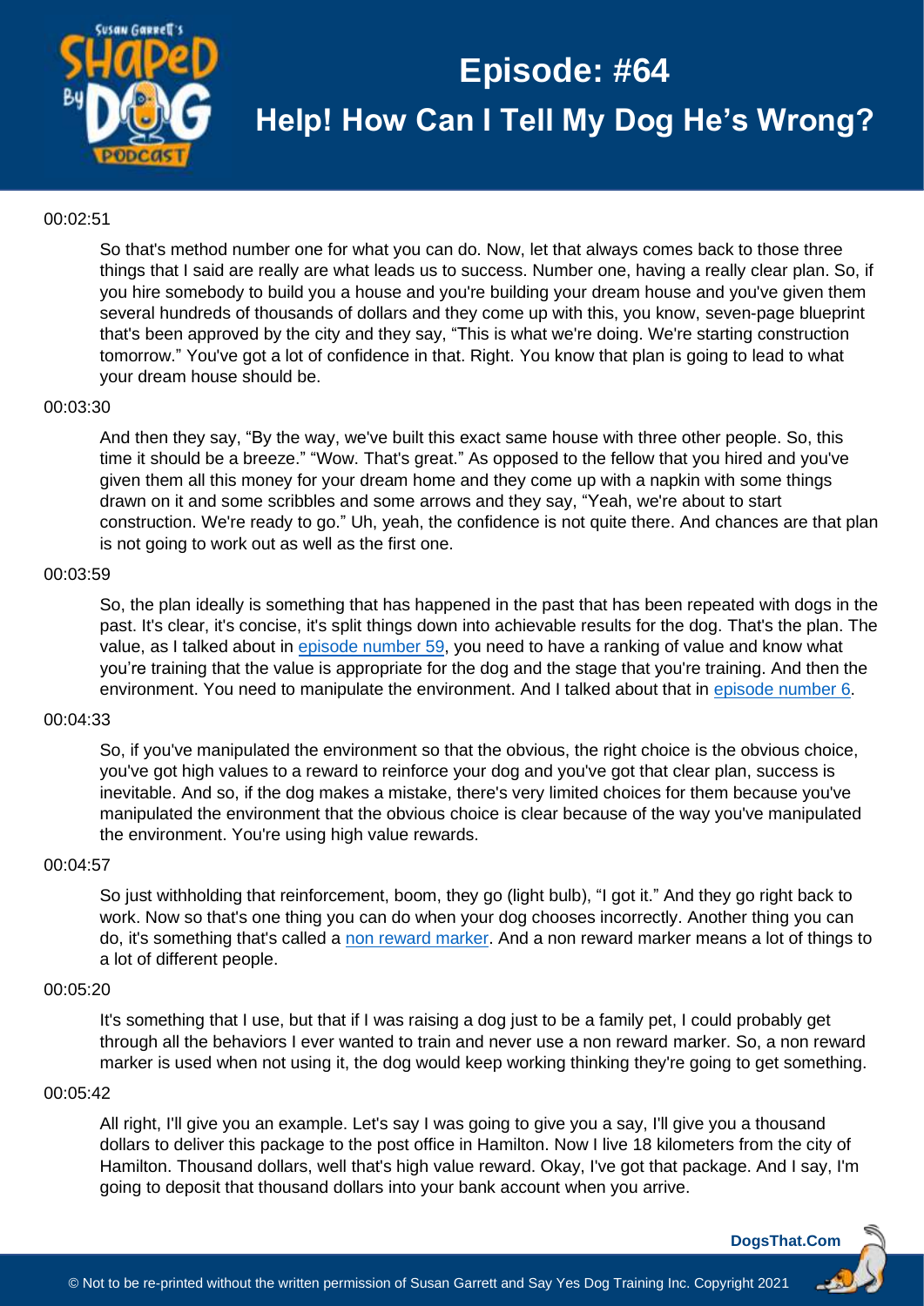00:02:51

So that's method number one for what you can do. Now, let that always comes back to those three things that I said are really are what leads us to success. Number one, having a really clear plan. So, if you hire somebody to build you a house and you're building your dream house and you've given them several hundreds of thousands of dollars and they come up with this, you know, seven-page blueprint that's been approved by the city and they say, "This is what we're doing. We're starting construction tomorrow." You've got a lot of confidence in that. Right. You know that plan is going to lead to what your dream house should be.

00:03:30

And then they say, "By the way, we've built this exact same house with three other people. So, this time it should be a breeze." "Wow. That's great." As opposed to the fellow that you hired and you've given them all this money for your dream home and they come up with a napkin with some things drawn on it and some scribbles and some arrows and they say, "Yeah, we're about to start construction. We're ready to go." Uh, yeah, the confidence is not quite there. And chances are that plan is not going to work out as well as the first one.

00:03:59

So, the plan ideally is something that has happened in the past that has been repeated with dogs in the past. It's clear, it's concise, it's split things down into achievable results for the dog. That's the plan. The value, as I talked about in episode number 59, you need to have a ranking of value and know what you're training that the value is appropriate for the dog and the stage that you're training. And then the environment. You need to manipulate the environment. And I talked about that in episode number 6.

00:04:33

So, if you've manipulated the environment so that the obvious, the right choice is the obvious choice, you've got high values to a reward to reinforce your dog and you've got that clear plan, success is inevitable. And so, if the dog makes a mistake, there's very limited choices for them because you've manipulated the environment that the obvious choice is clear because of the way you've manipulated the environment. You're using high value rewards.

00:04:57

So just withholding that reinforcement, boom, they go (light bulb), "I got it." And they go right back to work. Now so that's one thing you can do when your dog chooses incorrectly. Another thing you can do, it's something that's called a non reward marker. And a non reward marker means a lot of things to a lot of different people.

00:05:20

It's something that I use, but that if I was raising a dog just to be a family pet, I could probably get through all the behaviors I ever wanted to train and never use a non reward marker. So, a non reward marker is used when not using it, the dog would keep working thinking they're going to get something.

00:05:42

All right, I'll give you an example. Let's say I was going to give you a say, I'll give you a thousand dollars to deliver this package to the post office in Hamilton. Now I live 18 kilometers from the city of Hamilton. Thousand dollars, well that's high value reward. Okay, I've got that package. And I say, I'm going to deposit that thousand dollars into your bank account when you arrive.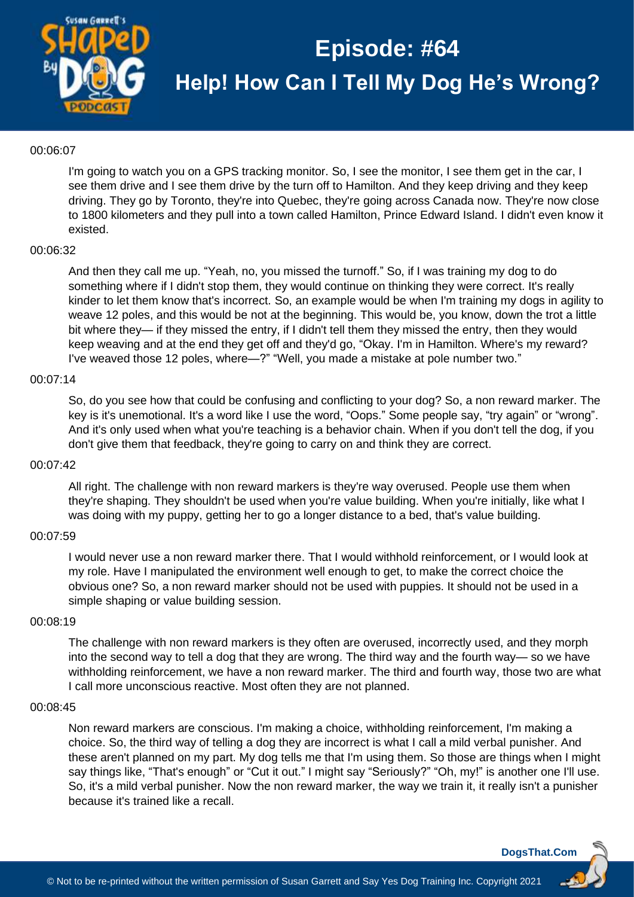00:06:07

I'm going to watch you on a GPS tracking monitor. So, I see the monitor, I see them get in the car, I see them drive and I see them drive by the turn off to Hamilton. And they keep driving and they keep driving. They go by Toronto, they're into Quebec, they're going across Canada now. They're now close to 1800 kilometers and they pull into a town called Hamilton, Prince Edward Island. I didn't even know it existed.

00:06:32

And then they call me up. "Yeah, no, you missed the turnoff." So, if I was training my dog to do something where if I didn't stop them, they would continue on thinking they were correct. It's really kinder to let them know that's incorrect. So, an example would be when I'm training my dogs in agility to weave 12 poles, and this would be not at the beginning. This would be, you know, down the trot a little bit where they— if they missed the entry, if I didn't tell them they missed the entry, then they would keep weaving and at the end they get off and they'd go, "Okay. I'm in Hamilton. Where's my reward? I've weaved those 12 poles, where—?" "Well, you made a mistake at pole number two."

00:07:14

So, do you see how that could be confusing and conflicting to your dog? So, a non reward marker. The key is it's unemotional. It's a word like I use the word, "Oops." Some people say, "try again" or "wrong". And it's only used when what you're teaching is a behavior chain. When if you don't tell the dog, if you don't give them that feedback, they're going to carry on and think they are correct.

00:07:42

All right. The challenge with non reward markers is they're way overused. People use them when they're shaping. They shouldn't be used when you're value building. When you're initially, like what I was doing with my puppy, getting her to go a longer distance to a bed, that's value building.

00:07:59

I would never use a non reward marker there. That I would withhold reinforcement, or I would look at my role. Have I manipulated the environment well enough to get, to make the correct choice the obvious one? So, a non reward marker should not be used with puppies. It should not be used in a simple shaping or value building session.

00:08:19

The challenge with non reward markers is they often are overused, incorrectly used, and they morph into the second way to tell a dog that they are wrong. The third way and the fourth way— so we have withholding reinforcement, we have a non reward marker. The third and fourth way, those two are what I call more unconscious reactive. Most often they are not planned.

00:08:45

Non reward markers are conscious. I'm making a choice, withholding reinforcement, I'm making a choice. So, the third way of telling a dog they are incorrect is what I call a mild verbal punisher. And these aren't planned on my part. My dog tells me that I'm using them. So those are things when I might say things like, "That's enough" or "Cut it out." I might say "Seriously?" "Oh, my!" is another one I'll use. So, it's a mild verbal punisher. Now the non reward marker, the way we train it, it really isn't a punisher because it's trained like a recall.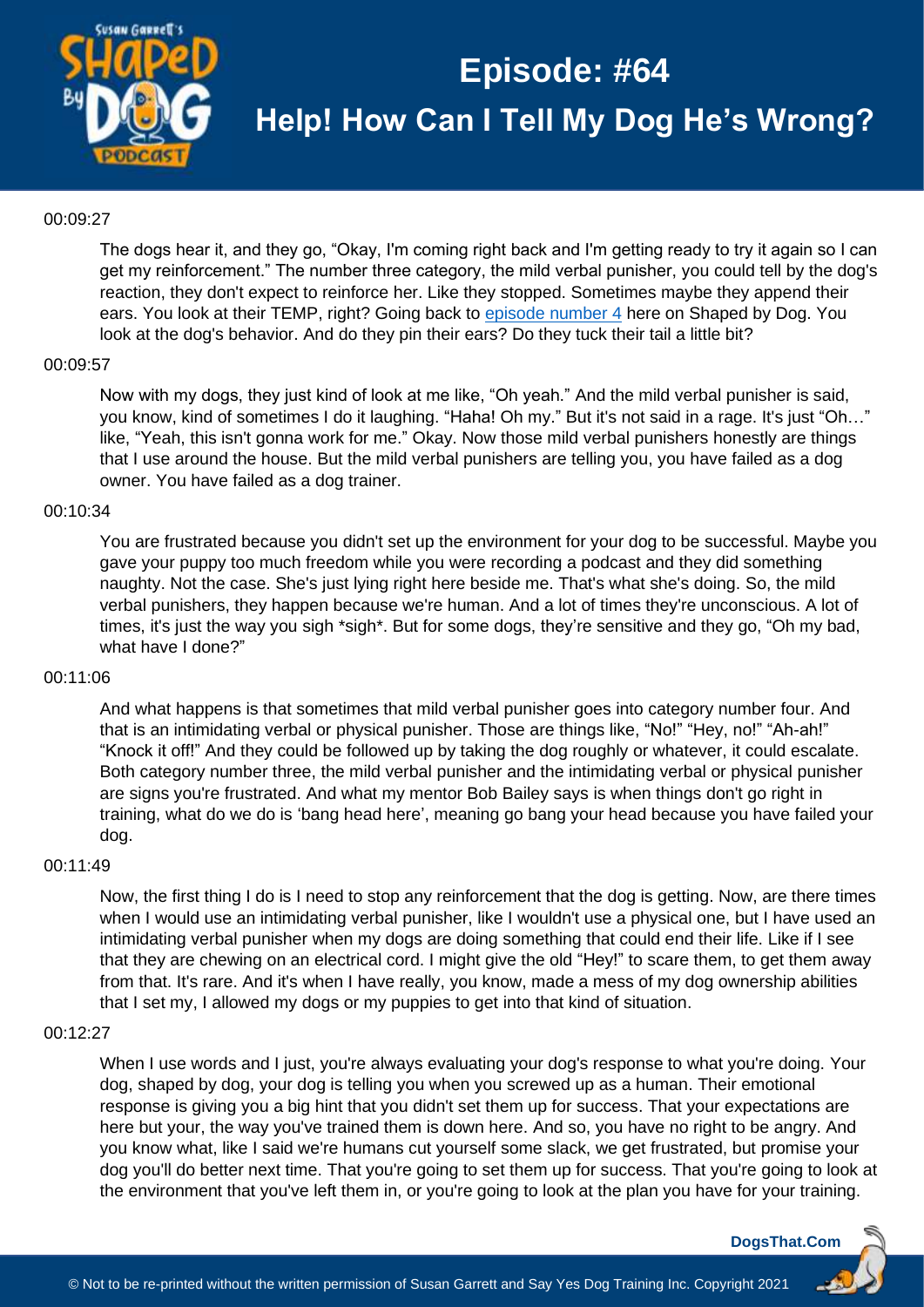00:09:27

The dogs hear it, and they go, “Okay, I'm coming right back and I'm getting ready to try it again so I can get my reinforcement.” The number three category, the mild verbal punisher, you could tell by the dog's reaction, they don't expect to reinforce her. Like they stopped. Sometimes maybe they append their ears. You look at their TEMP, right? Going back to [episode number 4](episode number 4) here on Shaped by Dog. You look at the dog's behavior. And do they pin their ears? Do they tuck their tail a little bit?

00:09:57

Now with my dogs, they just kind of look at me like, “Oh yeah.” And the mild verbal punisher is said, you know, kind of sometimes I do it laughing. “Haha! Oh my.” But it's not said in a rage. It's just “Oh…” like, “Yeah, this isn't gonna work for me.” Okay. Now those mild verbal punishers honestly are things that I use around the house. But the mild verbal punishers are telling you, you have failed as a dog owner. You have failed as a dog trainer.

00:10:34

You are frustrated because you didn't set up the environment for your dog to be successful. Maybe you gave your puppy too much freedom while you were recording a podcast and they did something naughty. Not the case. She's just lying right here beside me. That's what she's doing. So, the mild verbal punishers, they happen because we're human. And a lot of times they're unconscious. A lot of times, it's just the way you sigh *sigh*. But for some dogs, they’re sensitive and they go, “Oh my bad, what have I done?”

00:11:06

And what happens is that sometimes that mild verbal punisher goes into category number four. And that is an intimidating verbal or physical punisher. Those are things like, “No!” “Hey, no!” “Ah-ah!” “Knock it off!” And they could be followed up by taking the dog roughly or whatever, it could escalate. Both category number three, the mild verbal punisher and the intimidating verbal or physical punisher are signs you're frustrated. And what my mentor Bob Bailey says is when things don't go right in training, what do we do is ‘bang head here’, meaning go bang your head because you have failed your dog.

00:11:49

Now, the first thing I do is I need to stop any reinforcement that the dog is getting. Now, are there times when I would use an intimidating verbal punisher, like I wouldn't use a physical one, but I have used an intimidating verbal punisher when my dogs are doing something that could end their life. Like if I see that they are chewing on an electrical cord. I might give the old “Hey!” to scare them, to get them away from that. It's rare. And it's when I have really, you know, made a mess of my dog ownership abilities that I set my, I allowed my dogs or my puppies to get into that kind of situation.

00:12:27

When I use words and I just, you're always evaluating your dog's response to what you're doing. Your dog, shaped by dog, your dog is telling you when you screwed up as a human. Their emotional response is giving you a big hint that you didn't set them up for success. That your expectations are here but your, the way you've trained them is down here. And so, you have no right to be angry. And you know what, like I said we're humans cut yourself some slack, we get frustrated, but promise your dog you'll do better next time. That you're going to set them up for success. That you're going to look at the environment that you've left them in, or you're going to look at the plan you have for your training.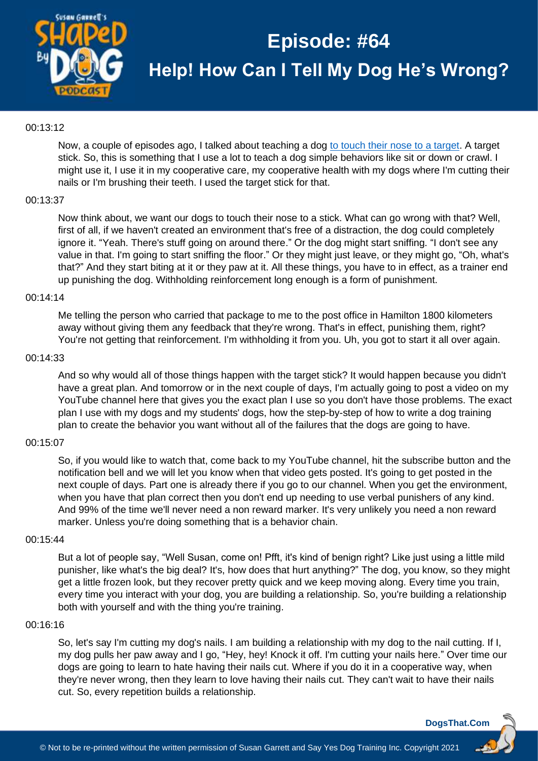00:13:12

Now, a couple of episodes ago, I talked about teaching a dog [to touch their nose to a target](). A target stick. So, this is something that I use a lot to teach a dog simple behaviors like sit or down or crawl. I might use it, I use it in my cooperative care, my cooperative health with my dogs where I'm cutting their nails or I'm brushing their teeth. I used the target stick for that.

00:13:37

Now think about, we want our dogs to touch their nose to a stick. What can go wrong with that? Well, first of all, if we haven't created an environment that's free of a distraction, the dog could completely ignore it. "Yeah. There's stuff going on around there." Or the dog might start sniffing. "I don't see any value in that. I'm going to start sniffing the floor." Or they might just leave, or they might go, "Oh, what's that?" And they start biting at it or they paw at it. All these things, you have to in effect, as a trainer end up punishing the dog. Withholding reinforcement long enough is a form of punishment.

00:14:14

Me telling the person who carried that package to me to the post office in Hamilton 1800 kilometers away without giving them any feedback that they're wrong. That's in effect, punishing them, right? You're not getting that reinforcement. I'm withholding it from you. Uh, you got to start it all over again.

00:14:33

And so why would all of those things happen with the target stick? It would happen because you didn't have a great plan. And tomorrow or in the next couple of days, I'm actually going to post a video on my YouTube channel here that gives you the exact plan I use so you don't have those problems. The exact plan I use with my dogs and my students' dogs, how the step-by-step of how to write a dog training plan to create the behavior you want without all of the failures that the dogs are going to have.

00:15:07

So, if you would like to watch that, come back to my YouTube channel, hit the subscribe button and the notification bell and we will let you know when that video gets posted. It's going to get posted in the next couple of days. Part one is already there if you go to our channel. When you get the environment, when you have that plan correct then you don't end up needing to use verbal punishers of any kind. And 99% of the time we'll never need a non reward marker. It's very unlikely you need a non reward marker. Unless you're doing something that is a behavior chain.

00:15:44

But a lot of people say, "Well Susan, come on! Pfft, it's kind of benign right? Like just using a little mild punisher, like what's the big deal? It's, how does that hurt anything?" The dog, you know, so they might get a little frozen look, but they recover pretty quick and we keep moving along. Every time you train, every time you interact with your dog, you are building a relationship. So, you're building a relationship both with yourself and with the thing you're training.

00:16:16

So, let's say I'm cutting my dog's nails. I am building a relationship with my dog to the nail cutting. If I, my dog pulls her paw away and I go, "Hey, hey! Knock it off. I'm cutting your nails here." Over time our dogs are going to learn to hate having their nails cut. Where if you do it in a cooperative way, when they're never wrong, then they learn to love having their nails cut. They can't wait to have their nails cut. So, every repetition builds a relationship.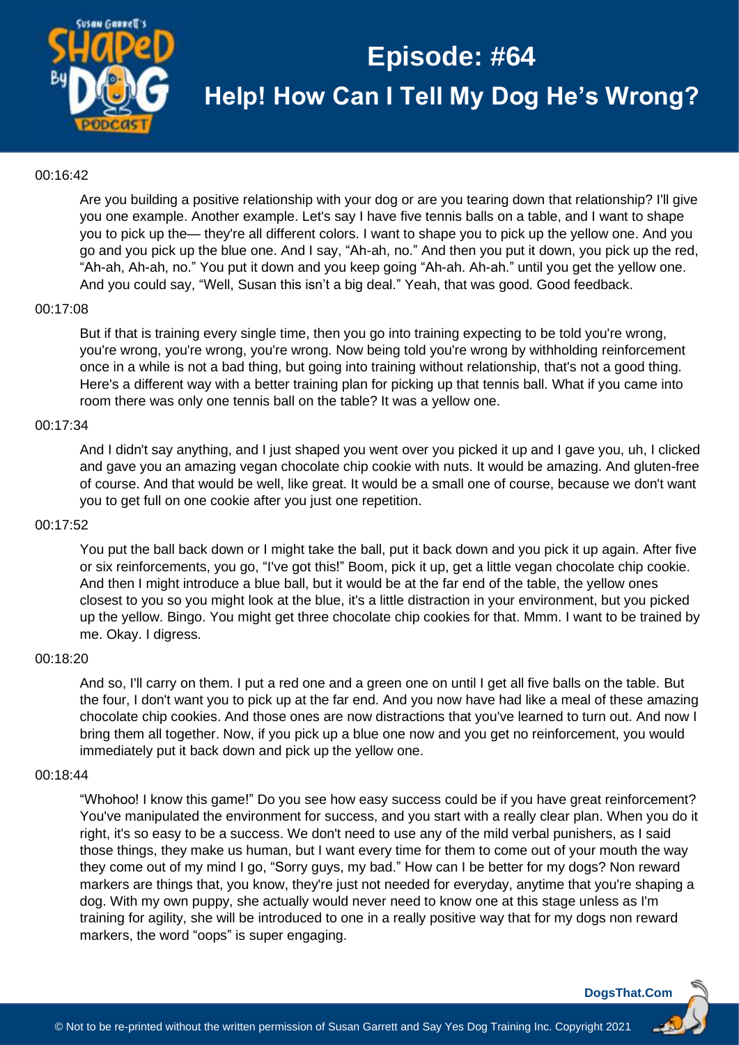00:16:42

Are you building a positive relationship with your dog or are you tearing down that relationship? I'll give you one example. Another example. Let's say I have five tennis balls on a table, and I want to shape you to pick up the— they're all different colors. I want to shape you to pick up the yellow one. And you go and you pick up the blue one. And I say, "Ah-ah, no." And then you put it down, you pick up the red, "Ah-ah, Ah-ah, no." You put it down and you keep going "Ah-ah. Ah-ah." until you get the yellow one. And you could say, "Well, Susan this isn't a big deal." Yeah, that was good. Good feedback.

00:17:08

But if that is training every single time, then you go into training expecting to be told you're wrong, you're wrong, you're wrong, you're wrong. Now being told you're wrong by withholding reinforcement once in a while is not a bad thing, but going into training without relationship, that's not a good thing. Here's a different way with a better training plan for picking up that tennis ball. What if you came into room there was only one tennis ball on the table? It was a yellow one.

00:17:34

And I didn't say anything, and I just shaped you went over you picked it up and I gave you, uh, I clicked and gave you an amazing vegan chocolate chip cookie with nuts. It would be amazing. And gluten-free of course. And that would be well, like great. It would be a small one of course, because we don't want you to get full on one cookie after you just one repetition.

00:17:52

You put the ball back down or I might take the ball, put it back down and you pick it up again. After five or six reinforcements, you go, "I've got this!" Boom, pick it up, get a little vegan chocolate chip cookie. And then I might introduce a blue ball, but it would be at the far end of the table, the yellow ones closest to you so you might look at the blue, it's a little distraction in your environment, but you picked up the yellow. Bingo. You might get three chocolate chip cookies for that. Mmm. I want to be trained by me. Okay. I digress.

00:18:20

And so, I'll carry on them. I put a red one and a green one on until I get all five balls on the table. But the four, I don't want you to pick up at the far end. And you now have had like a meal of these amazing chocolate chip cookies. And those ones are now distractions that you've learned to turn out. And now I bring them all together. Now, if you pick up a blue one now and you get no reinforcement, you would immediately put it back down and pick up the yellow one.

00:18:44

"Whohoo! I know this game!" Do you see how easy success could be if you have great reinforcement? You've manipulated the environment for success, and you start with a really clear plan. When you do it right, it's so easy to be a success. We don't need to use any of the mild verbal punishers, as I said those things, they make us human, but I want every time for them to come out of your mouth the way they come out of my mind I go, "Sorry guys, my bad." How can I be better for my dogs? Non reward markers are things that, you know, they're just not needed for everyday, anytime that you're shaping a dog. With my own puppy, she actually would never need to know one at this stage unless as I'm training for agility, she will be introduced to one in a really positive way that for my dogs non reward markers, the word "oops" is super engaging.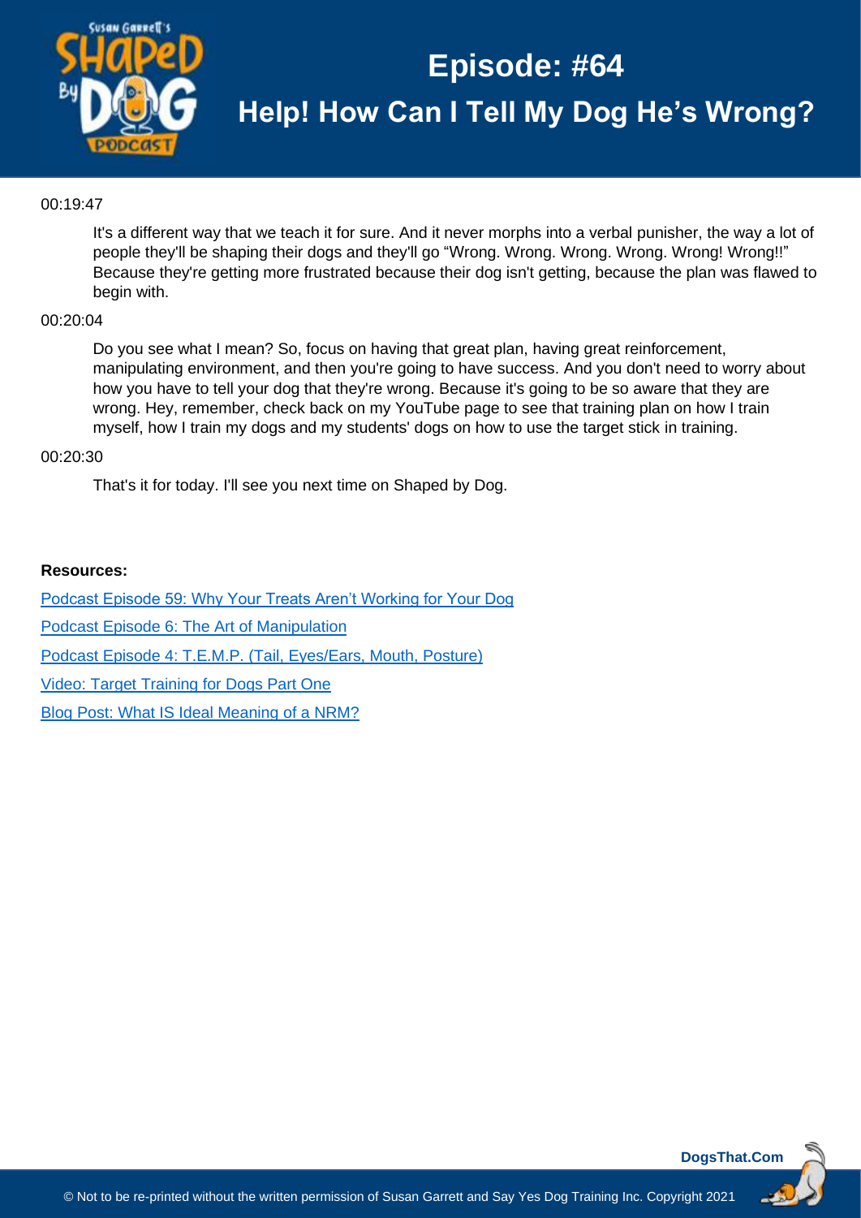00:19:47

It's a different way that we teach it for sure. And it never morphs into a verbal punisher, the way a lot of people they'll be shaping their dogs and they'll go "Wrong. Wrong. Wrong. Wrong. Wrong! Wrong!!" Because they're getting more frustrated because their dog isn't getting, because the plan was flawed to begin with.

00:20:04

Do you see what I mean? So, focus on having that great plan, having great reinforcement, manipulating environment, and then you're going to have success. And you don't need to worry about how you have to tell your dog that they're wrong. Because it's going to be so aware that they are wrong. Hey, remember, check back on my YouTube page to see that training plan on how I train myself, how I train my dogs and my students' dogs on how to use the target stick in training.

00:20:30

That's it for today. I'll see you next time on Shaped by Dog.

**Resources:**

Podcast Episode 59: Why Your Treats Aren't Working for Your Dog

Podcast Episode 6: The Art of Manipulation

Podcast Episode 4: T.E.M.P. (Tail, Eyes/Ears, Mouth, Posture)

Video: Target Training for Dogs Part One

Blog Post: What IS Ideal Meaning of a NRM?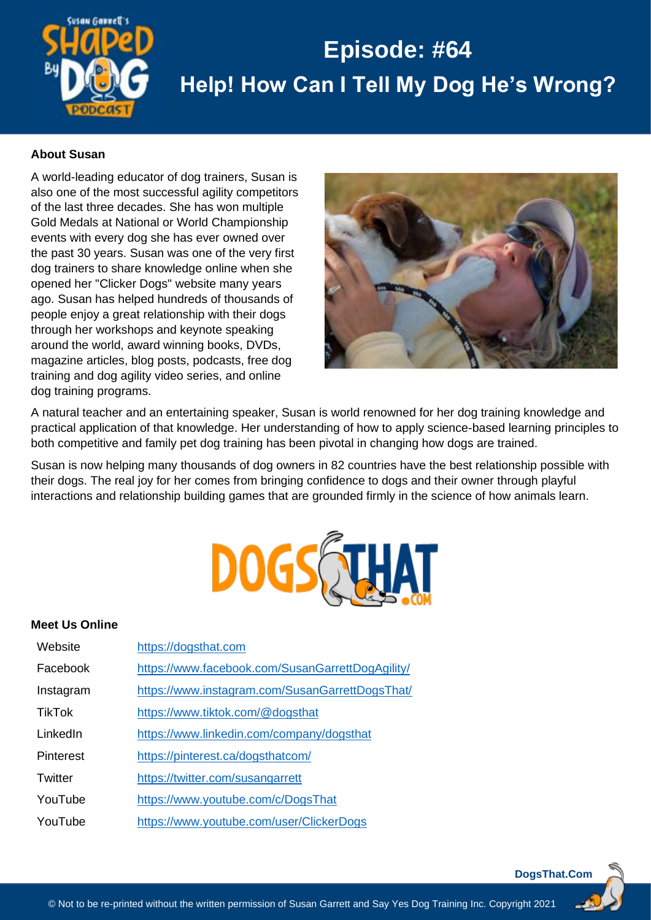# Episode: #64

## Help! How Can I Tell My Dog He's Wrong?

**About Susan**

A world-leading educator of dog trainers, Susan is also one of the most successful agility competitors of the last three decades. She has won multiple Gold Medals at National or World Championship events with every dog she has ever owned over the past 30 years. Susan was one of the very first dog trainers to share knowledge online when she opened her "Clicker Dogs" website many years ago. Susan has helped hundreds of thousands of people enjoy a great relationship with their dogs through her workshops and keynote speaking around the world, award winning books, DVDs, magazine articles, blog posts, podcasts, free dog training and dog agility video series, and online dog training programs.

A natural teacher and an entertaining speaker, Susan is world renowned for her dog training knowledge and practical application of that knowledge. Her understanding of how to apply science-based learning principles to both competitive and family pet dog training has been pivotal in changing how dogs are trained.

Susan is now helping many thousands of dog owners in 82 countries have the best relationship possible with their dogs. The real joy for her comes from bringing confidence to dogs and their owner through playful interactions and relationship building games that are grounded firmly in the science of how animals learn.

**Meet Us Online**

| | |
|---|---|
| Website | https://dogsthat.com |
| Facebook | https://www.facebook.com/SusanGarrettDogAgility/ |
| Instagram | https://www.instagram.com/SusanGarrettDogsThat/ |
| TikTok | https://www.tiktok.com/@dogsthat |
| LinkedIn | https://www.linkedin.com/company/dogsthat |
| Pinterest | https://pinterest.ca/dogsthatcom/ |
| Twitter | https://twitter.com/susangarrett |
| YouTube | https://www.youtube.com/c/DogsThat |
| YouTube | https://www.youtube.com/user/ClickerDogs |

DogsThat.Com

© Not to be re-printed without the written permission of Susan Garrett and Say Yes Dog Training Inc. Copyright 2021